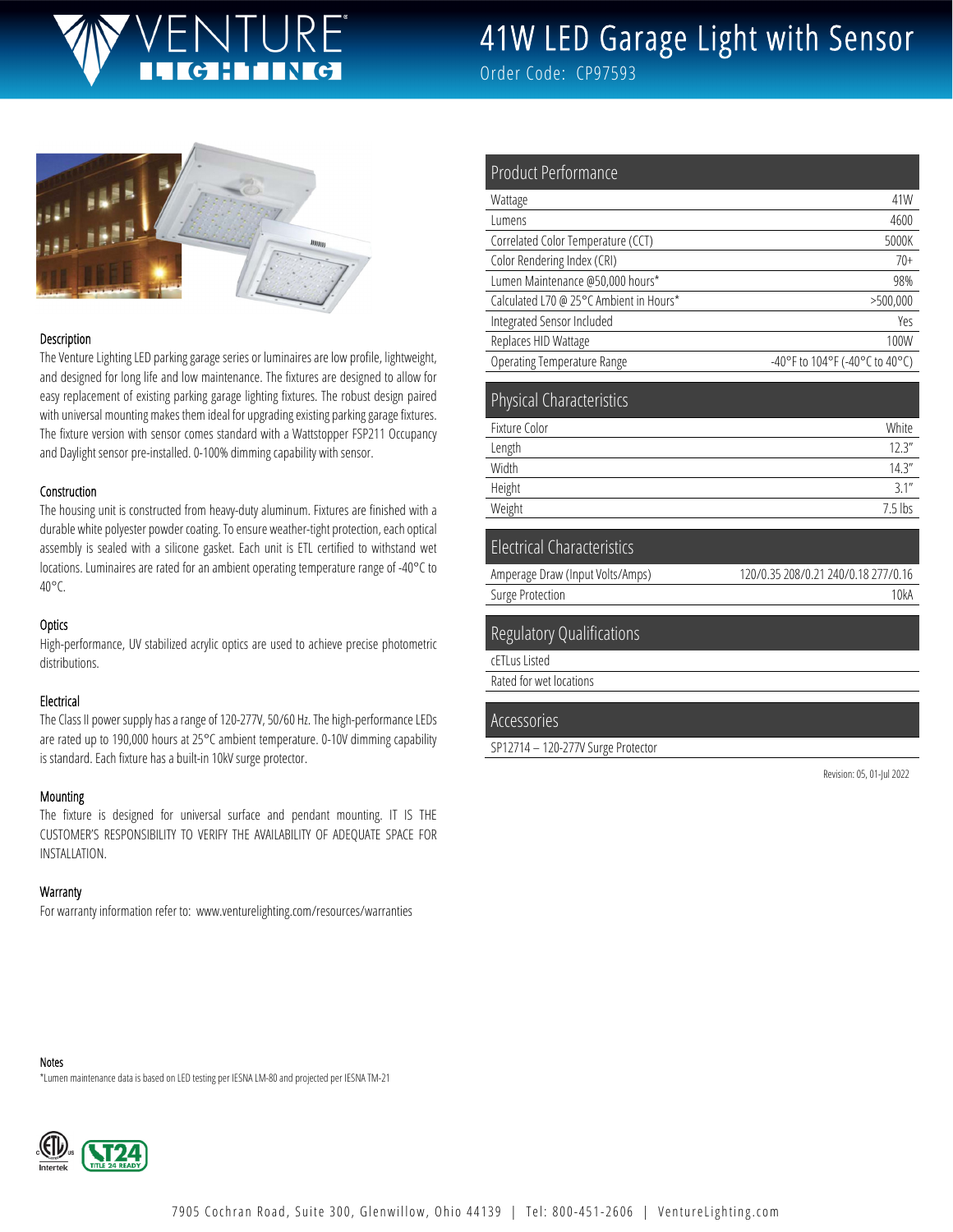# 41W LED Garage Light with Sensor

Order Code: CP97593

### Description

The Venture Lighting LED parking garage series or luminaires are low profile, lightweight, and designed for long life and low maintenance. The fixtures are designed to allow for easy replacement of existing parking garage lighting fixtures. The robust design paired with universal mounting makes them ideal for upgrading existing parking garage fixtures. The fixture version with sensor comes standard with a Wattstopper FSP211 Occupancy and Daylight sensor pre-installed. 0-100% dimming capability with sensor.

### Construction

The housing unit is constructed from heavy-duty aluminum. Fixtures are finished with a durable white polyester powder coating. To ensure weather-tight protection, each optical assembly is sealed with a silicone gasket. Each unit is ETL certified to withstand wet locations. Luminaires are rated for an ambient operating temperature range of -40°C to 40°C.

### Optics

High-performance, UV stabilized acrylic optics are used to achieve precise photometric distributions.

### Electrical

The Class II power supply has a range of 120-277V, 50/60 Hz. The high-performance LEDs are rated up to 190,000 hours at 25°C ambient temperature. 0-10V dimming capability is standard. Each fixture has a built-in 10kV surge protector.

### Mounting

The fixture is designed for universal surface and pendant mounting. IT IS THE CUSTOMER'S RESPONSIBILITY TO VERIFY THE AVAILABILITY OF ADEQUATE SPACE FOR INSTALLATION.

### Warranty

For warranty information refer to: www.venturelighting.com/resources/warranties

## Product Performance

| | |
|---|---|
| Wattage | 41W |
| Lumens | 4600 |
| Correlated Color Temperature (CCT) | 5000K |
| Color Rendering Index (CRI) | 70+ |
| Lumen Maintenance @50,000 hours* | 98% |
| Calculated L70 @ 25°C Ambient in Hours* | >500,000 |
| Integrated Sensor Included | Yes |
| Replaces HID Wattage | 100W |
| Operating Temperature Range | -40°F to 104°F (-40°C to 40°C) |

## Physical Characteristics

| | |
|---|---|
| Fixture Color | White |
| Length | 12.3" |
| Width | 14.3" |
| Height | 3.1" |
| Weight | 7.5 lbs |

## Electrical Characteristics

| | |
|---|---|
| Amperage Draw (Input Volts/Amps) | 120/0.35 208/0.21 240/0.18 277/0.16 |
| Surge Protection | 10kA |

## Regulatory Qualifications

- cETLus Listed
- Rated for wet locations

## Accessories

- SP12714 – 120-277V Surge Protector

Revision: 05, 01-Jul 2022

### Notes

*Lumen maintenance data is based on LED testing per IESNA LM-80 and projected per IESNA TM-21

7905 Cochran Road, Suite 300, Glenwillow, Ohio 44139 | Tel: 800-451-2606 | VentureLighting.com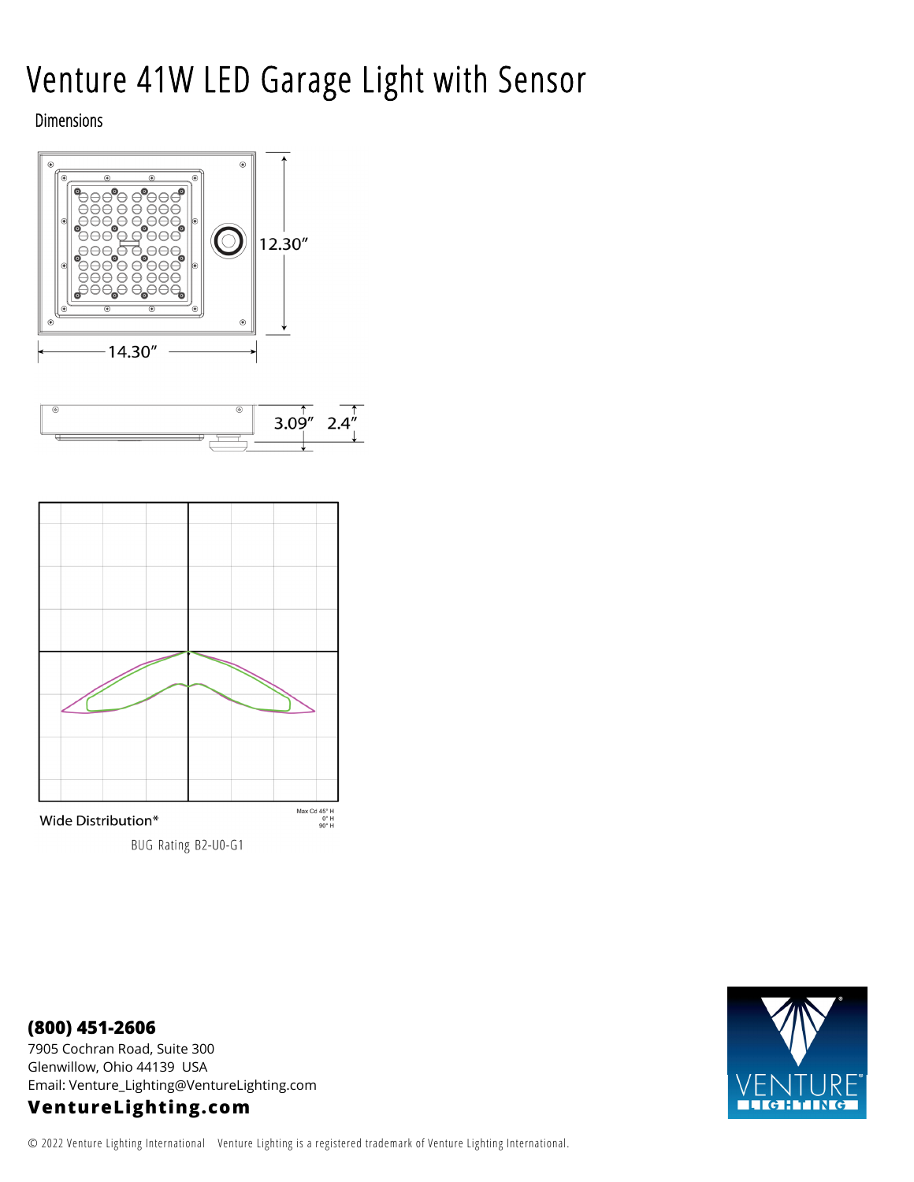# Venture 41W LED Garage Light with Sensor

## Dimensions

12.30″

14.30″

3.09″ 2.4″

Wide Distribution*

Max Cd 45° H
0° H
90° H

BUG Rating B2-U0-G1

**(800) 451-2606**
7905 Cochran Road, Suite 300
Glenwillow, Ohio 44139 USA
Email: Venture_Lighting@VentureLighting.com
**VentureLighting.com**

VENTURE® LIGHTING

© 2022 Venture Lighting International Venture Lighting is a registered trademark of Venture Lighting International.